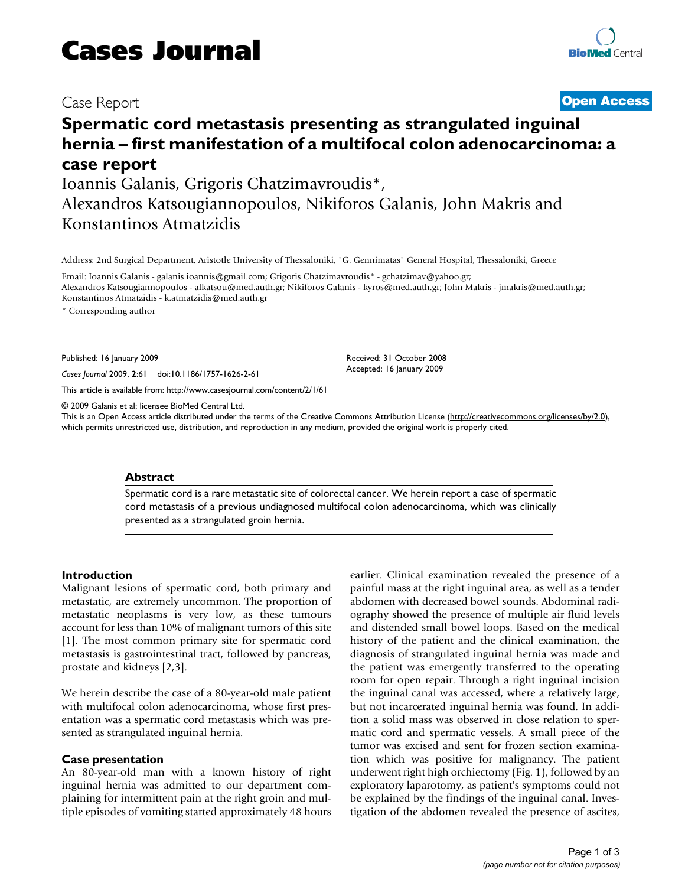# Cases Journal

Case Report

**Open Access**

# Spermatic cord metastasis presenting as strangulated inguinal hernia – first manifestation of a multifocal colon adenocarcinoma: a case report

Ioannis Galanis, Grigoris Chatzimavroudis*, Alexandros Katsougiannopoulos, Nikiforos Galanis, John Makris and Konstantinos Atmatzidis

Address: 2nd Surgical Department, Aristotle University of Thessaloniki, "G. Gennimatas" General Hospital, Thessaloniki, Greece

Email: Ioannis Galanis - galanis.ioannis@gmail.com; Grigoris Chatzimavroudis* - gchatzimav@yahoo.gr; Alexandros Katsougiannopoulos - alkatsou@med.auth.gr; Nikiforos Galanis - kyros@med.auth.gr; John Makris - jmakris@med.auth.gr; Konstantinos Atmatzidis - k.atmatzidis@med.auth.gr

\* Corresponding author

Published: 16 January 2009

*Cases Journal* 2009, **2**:61 doi:10.1186/1757-1626-2-61

Received: 31 October 2008
Accepted: 16 January 2009

This article is available from: http://www.casesjournal.com/content/2/1/61

© 2009 Galanis et al; licensee BioMed Central Ltd.
This is an Open Access article distributed under the terms of the Creative Commons Attribution License (http://creativecommons.org/licenses/by/2.0), which permits unrestricted use, distribution, and reproduction in any medium, provided the original work is properly cited.

## Abstract

Spermatic cord is a rare metastatic site of colorectal cancer. We herein report a case of spermatic cord metastasis of a previous undiagnosed multifocal colon adenocarcinoma, which was clinically presented as a strangulated groin hernia.

## Introduction

Malignant lesions of spermatic cord, both primary and metastatic, are extremely uncommon. The proportion of metastatic neoplasms is very low, as these tumours account for less than 10% of malignant tumors of this site [1]. The most common primary site for spermatic cord metastasis is gastrointestinal tract, followed by pancreas, prostate and kidneys [2,3].

We herein describe the case of a 80-year-old male patient with multifocal colon adenocarcinoma, whose first presentation was a spermatic cord metastasis which was presented as strangulated inguinal hernia.

## Case presentation

An 80-year-old man with a known history of right inguinal hernia was admitted to our department complaining for intermittent pain at the right groin and multiple episodes of vomiting started approximately 48 hours earlier. Clinical examination revealed the presence of a painful mass at the right inguinal area, as well as a tender abdomen with decreased bowel sounds. Abdominal radiography showed the presence of multiple air fluid levels and distended small bowel loops. Based on the medical history of the patient and the clinical examination, the diagnosis of strangulated inguinal hernia was made and the patient was emergently transferred to the operating room for open repair. Through a right inguinal incision the inguinal canal was accessed, where a relatively large, but not incarcerated inguinal hernia was found. In addition a solid mass was observed in close relation to spermatic cord and spermatic vessels. A small piece of the tumor was excised and sent for frozen section examination which was positive for malignancy. The patient underwent right high orchiectomy (Fig. 1), followed by an exploratory laparotomy, as patient's symptoms could not be explained by the findings of the inguinal canal. Investigation of the abdomen revealed the presence of ascites,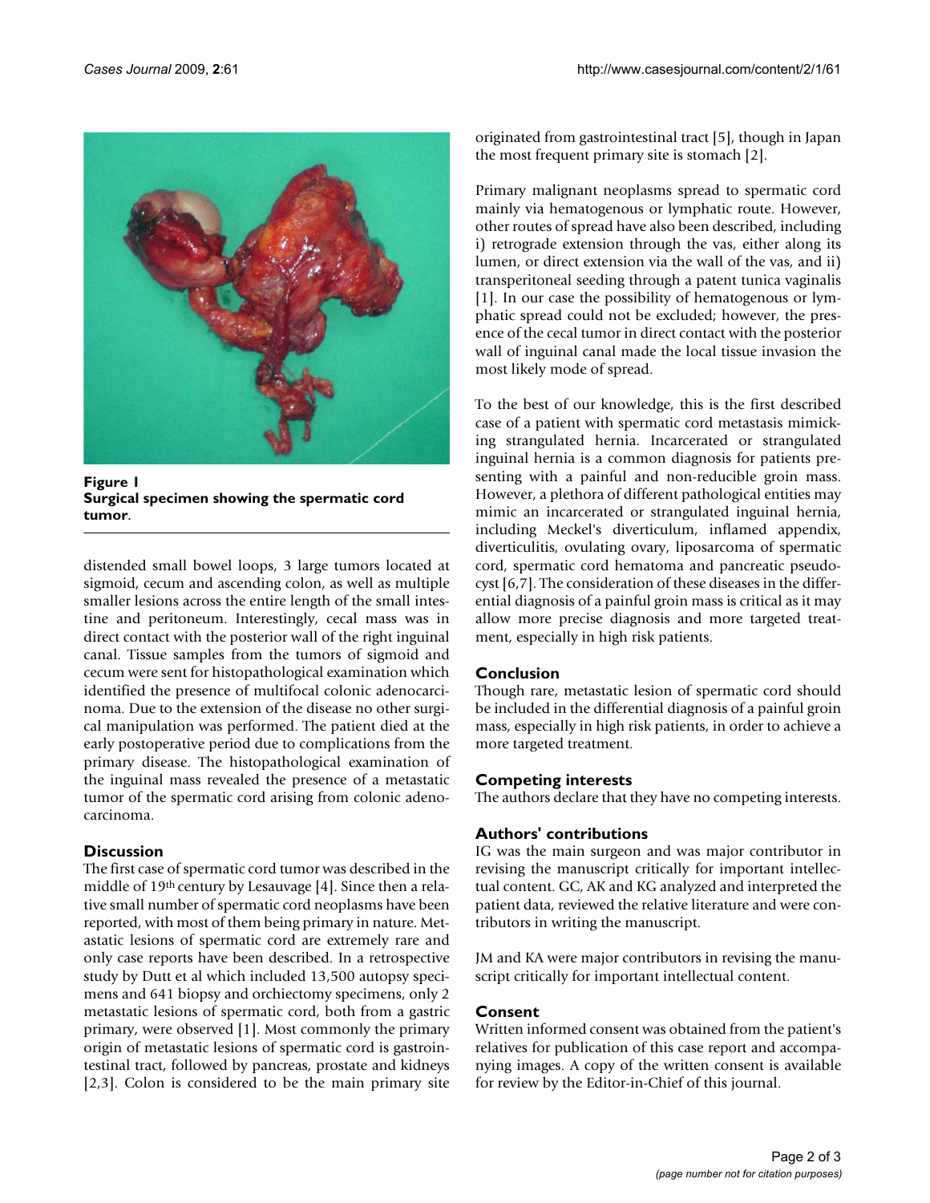**Figure 1**
**Surgical specimen showing the spermatic cord tumor.**

distended small bowel loops, 3 large tumors located at sigmoid, cecum and ascending colon, as well as multiple smaller lesions across the entire length of the small intestine and peritoneum. Interestingly, cecal mass was in direct contact with the posterior wall of the right inguinal canal. Tissue samples from the tumors of sigmoid and cecum were sent for histopathological examination which identified the presence of multifocal colonic adenocarcinoma. Due to the extension of the disease no other surgical manipulation was performed. The patient died at the early postoperative period due to complications from the primary disease. The histopathological examination of the inguinal mass revealed the presence of a metastatic tumor of the spermatic cord arising from colonic adenocarcinoma.

## Discussion

The first case of spermatic cord tumor was described in the middle of 19th century by Lesauvage [4]. Since then a relative small number of spermatic cord neoplasms have been reported, with most of them being primary in nature. Metastatic lesions of spermatic cord are extremely rare and only case reports have been described. In a retrospective study by Dutt et al which included 13,500 autopsy specimens and 641 biopsy and orchiectomy specimens, only 2 metastatic lesions of spermatic cord, both from a gastric primary, were observed [1]. Most commonly the primary origin of metastatic lesions of spermatic cord is gastrointestinal tract, followed by pancreas, prostate and kidneys [2,3]. Colon is considered to be the main primary site originated from gastrointestinal tract [5], though in Japan the most frequent primary site is stomach [2].

Primary malignant neoplasms spread to spermatic cord mainly via hematogenous or lymphatic route. However, other routes of spread have also been described, including i) retrograde extension through the vas, either along its lumen, or direct extension via the wall of the vas, and ii) transperitoneal seeding through a patent tunica vaginalis [1]. In our case the possibility of hematogenous or lymphatic spread could not be excluded; however, the presence of the cecal tumor in direct contact with the posterior wall of inguinal canal made the local tissue invasion the most likely mode of spread.

To the best of our knowledge, this is the first described case of a patient with spermatic cord metastasis mimicking strangulated hernia. Incarcerated or strangulated inguinal hernia is a common diagnosis for patients presenting with a painful and non-reducible groin mass. However, a plethora of different pathological entities may mimic an incarcerated or strangulated inguinal hernia, including Meckel's diverticulum, inflamed appendix, diverticulitis, ovulating ovary, liposarcoma of spermatic cord, spermatic cord hematoma and pancreatic pseudocyst [6,7]. The consideration of these diseases in the differential diagnosis of a painful groin mass is critical as it may allow more precise diagnosis and more targeted treatment, especially in high risk patients.

## Conclusion

Though rare, metastatic lesion of spermatic cord should be included in the differential diagnosis of a painful groin mass, especially in high risk patients, in order to achieve a more targeted treatment.

## Competing interests

The authors declare that they have no competing interests.

## Authors' contributions

IG was the main surgeon and was major contributor in revising the manuscript critically for important intellectual content. GC, AK and KG analyzed and interpreted the patient data, reviewed the relative literature and were contributors in writing the manuscript.

JM and KA were major contributors in revising the manuscript critically for important intellectual content.

## Consent

Written informed consent was obtained from the patient's relatives for publication of this case report and accompanying images. A copy of the written consent is available for review by the Editor-in-Chief of this journal.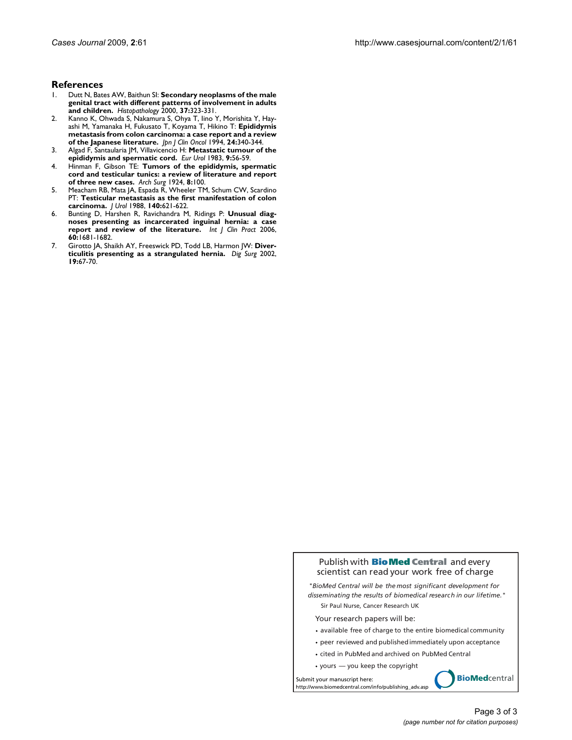## References

1. Dutt N, Bates AW, Baithun SI: **Secondary neoplasms of the male genital tract with different patterns of involvement in adults and children.** *Histopathology* 2000, **37:**323-331.
2. Kanno K, Ohwada S, Nakamura S, Ohya T, Iino Y, Morishita Y, Hayashi M, Yamanaka H, Fukusato T, Koyama T, Hikino T: **Epididymis metastasis from colon carcinoma: a case report and a review of the Japanese literature.** *Jpn J Clin Oncol* 1994, **24:**340-344.
3. Algad F, Santaularia JM, Villavicencio H: **Metastatic tumour of the epididymis and spermatic cord.** *Eur Urol* 1983, **9:**56-59.
4. Hinman F, Gibson TE: **Tumors of the epididymis, spermatic cord and testicular tunics: a review of literature and report of three new cases.** *Arch Surg* 1924, **8:**100.
5. Meacham RB, Mata JA, Espada R, Wheeler TM, Schum CW, Scardino PT: **Testicular metastasis as the first manifestation of colon carcinoma.** *J Urol* 1988, **140:**621-622.
6. Bunting D, Harshen R, Ravichandra M, Ridings P: **Unusual diagnoses presenting as incarcerated inguinal hernia: a case report and review of the literature.** *Int J Clin Pract* 2006, **60:**1681-1682.
7. Girotto JA, Shaikh AY, Freeswick PD, Todd LB, Harmon JW: **Diverticulitis presenting as a strangulated hernia.** *Dig Surg* 2002, **19:**67-70.

Publish with **BioMed Central** and every scientist can read your work free of charge

*"BioMed Central will be the most significant development for disseminating the results of biomedical research in our lifetime."*

Sir Paul Nurse, Cancer Research UK

Your research papers will be:

- available free of charge to the entire biomedical community
- peer reviewed and published immediately upon acceptance
- cited in PubMed and archived on PubMed Central
- yours — you keep the copyright

Submit your manuscript here:
http://www.biomedcentral.com/info/publishing_adv.asp

**BioMed**central